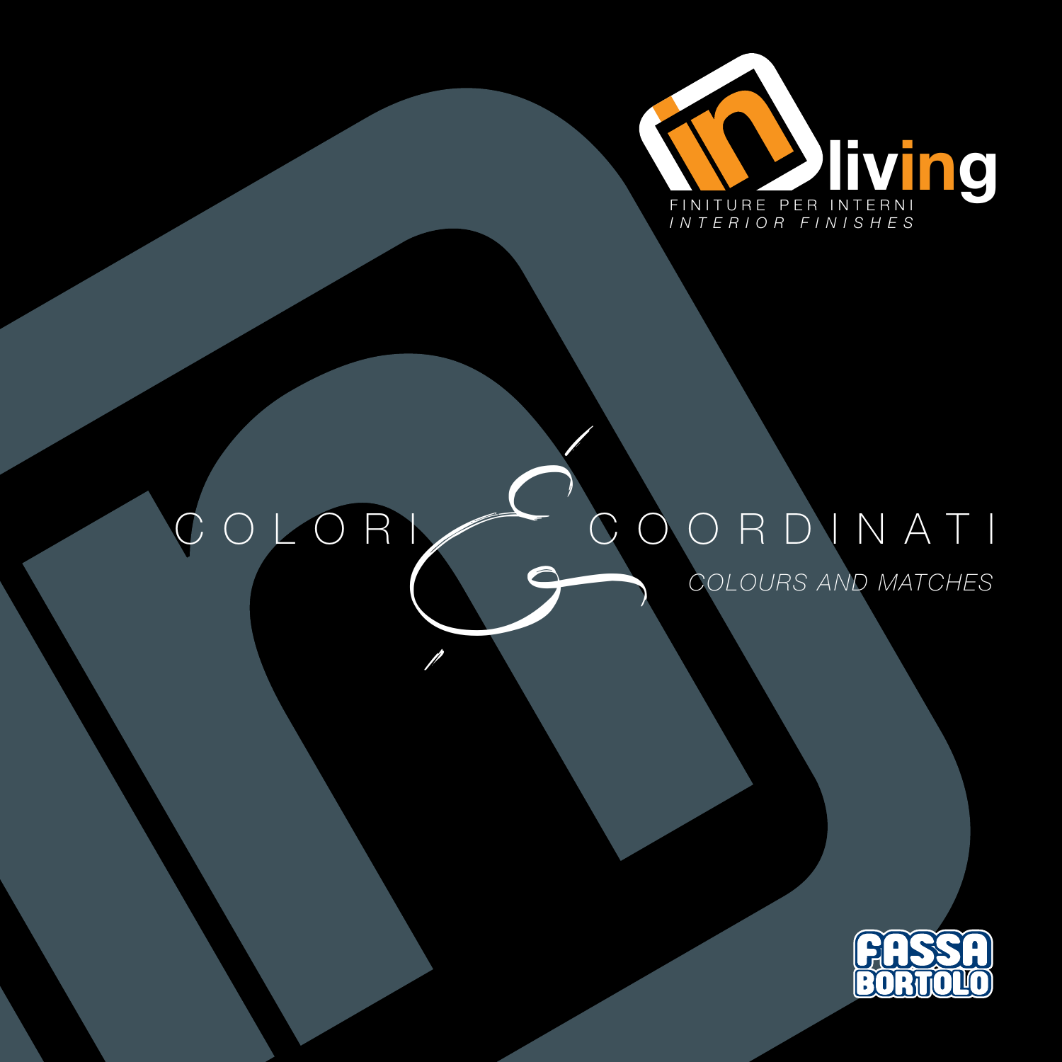inliving

FINITURE PER INTERNI

*INTERIOR FINISHES*

# COLORI & COORDINATI

*COLOURS AND MATCHES*

FASSA BORTOLO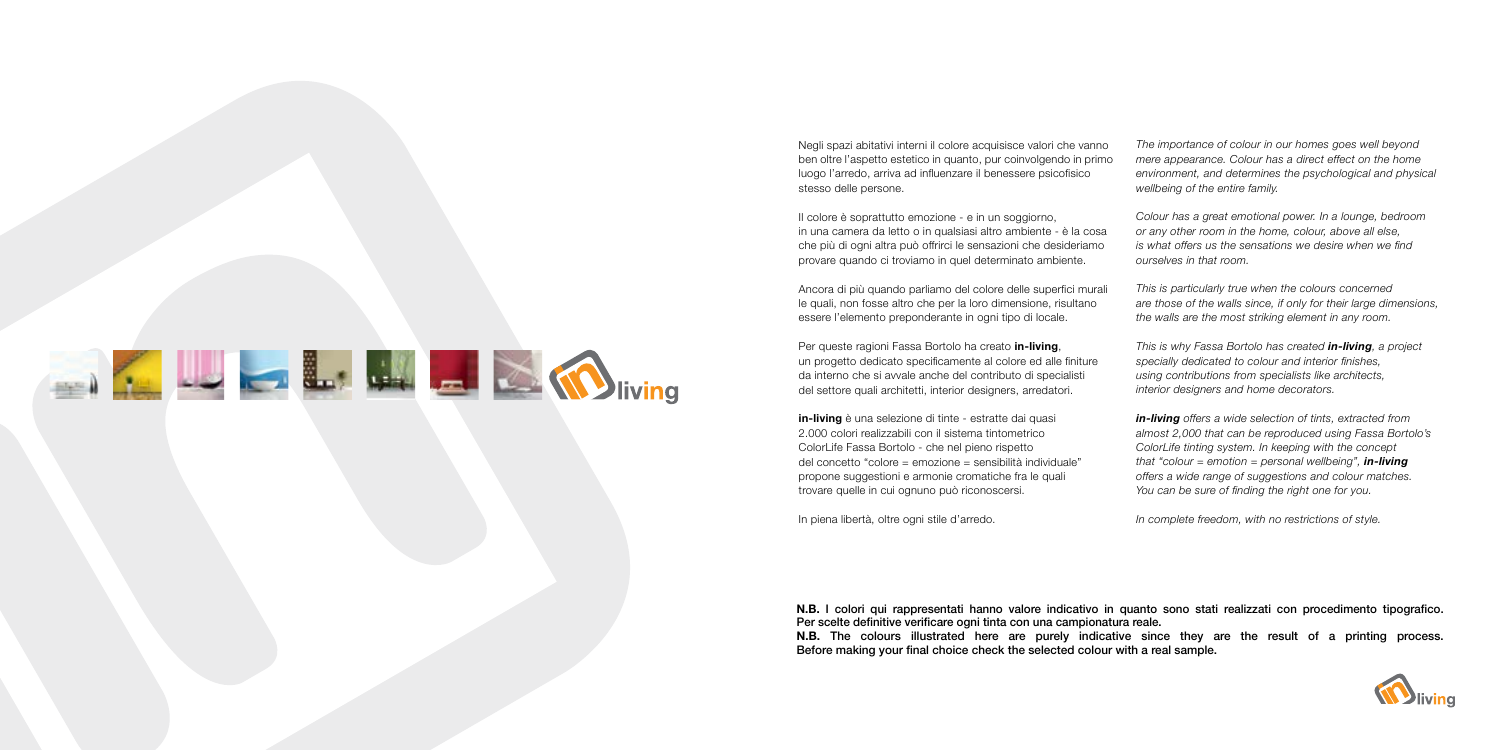Negli spazi abitativi interni il colore acquisisce valori che vanno ben oltre l'aspetto estetico in quanto, pur coinvolgendo in primo luogo l'arredo, arriva ad influenzare il benessere psicofisico stesso delle persone.

Il colore è soprattutto emozione - e in un soggiorno, in una camera da letto o in qualsiasi altro ambiente - è la cosa che più di ogni altra può offrirci le sensazioni che desideriamo provare quando ci troviamo in quel determinato ambiente.

Ancora di più quando parliamo del colore delle superfici murali le quali, non fosse altro che per la loro dimensione, risultano essere l'elemento preponderante in ogni tipo di locale.

Per queste ragioni Fassa Bortolo ha creato **in-living**, un progetto dedicato specificamente al colore ed alle finiture da interno che si avvale anche del contributo di specialisti del settore quali architetti, interior designers, arredatori.

**in-living** è una selezione di tinte - estratte dai quasi 2.000 colori realizzabili con il sistema tintometrico ColorLife Fassa Bortolo - che nel pieno rispetto del concetto "colore = emozione = sensibilità individuale" propone suggestioni e armonie cromatiche fra le quali trovare quelle in cui ognuno può riconoscersi.

In piena libertà, oltre ogni stile d'arredo.

*The importance of colour in our homes goes well beyond mere appearance. Colour has a direct effect on the home environment, and determines the psychological and physical wellbeing of the entire family.*

*Colour has a great emotional power. In a lounge, bedroom or any other room in the home, colour, above all else, is what offers us the sensations we desire when we find ourselves in that room.*

*This is particularly true when the colours concerned are those of the walls since, if only for their large dimensions, the walls are the most striking element in any room.*

*This is why Fassa Bortolo has created **in-living**, a project specially dedicated to colour and interior finishes, using contributions from specialists like architects, interior designers and home decorators.*

***in-living** offers a wide selection of tints, extracted from almost 2,000 that can be reproduced using Fassa Bortolo's ColorLife tinting system. In keeping with the concept that "colour = emotion = personal wellbeing", **in-living** offers a wide range of suggestions and colour matches. You can be sure of finding the right one for you.*

*In complete freedom, with no restrictions of style.*

**N.B.** I colori qui rappresentati hanno valore indicativo in quanto sono stati realizzati con procedimento tipografico. Per scelte definitive verificare ogni tinta con una campionatura reale.

**N.B.** The colours illustrated here are purely indicative since they are the result of a printing process. Before making your final choice check the selected colour with a real sample.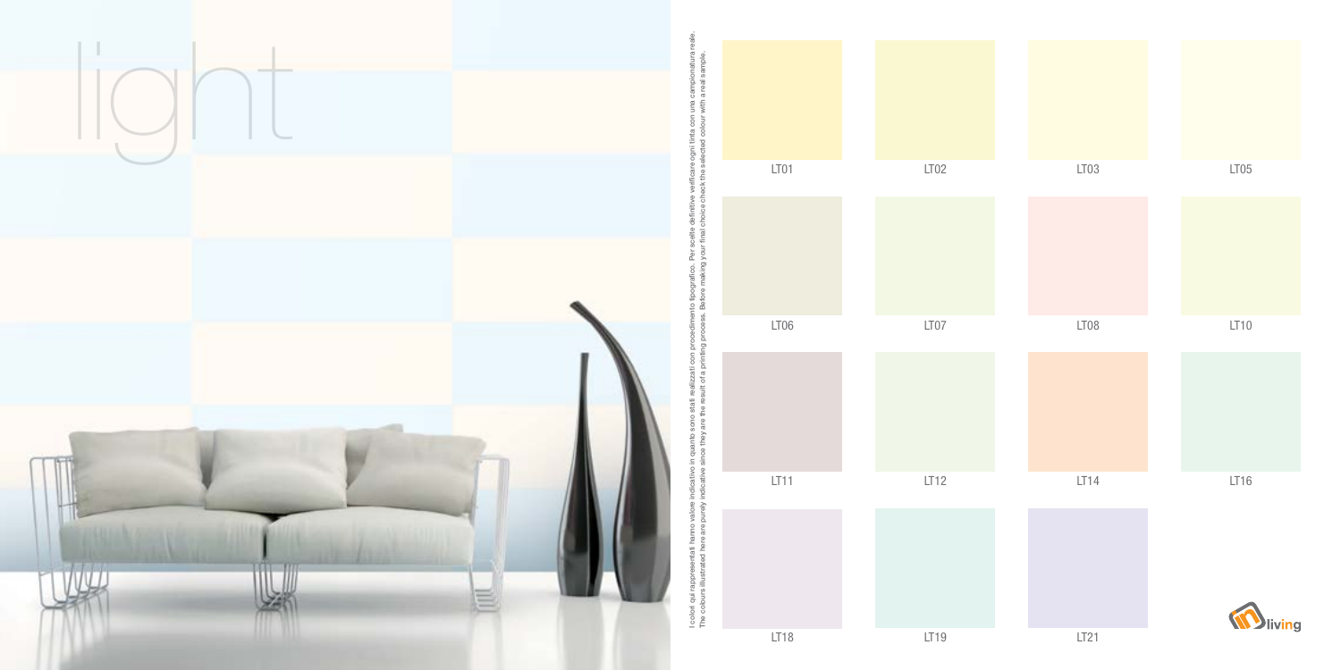# light

I colori qui rappresentati hanno valore indicativo in quanto sono stati realizzati con procedimento tipografico. Per scelte definitive verificare ogni tinta con una campionatura reale.
The colours illustrated here are purely indicative since they are the result of a printing process. Before making your final choice check the selected colour with a real sample.

| | | | |
|---|---|---|---|
| LT01 | LT02 | LT03 | LT05 |
| LT06 | LT07 | LT08 | LT10 |
| LT11 | LT12 | LT14 | LT16 |
| LT18 | LT19 | LT21 | |

living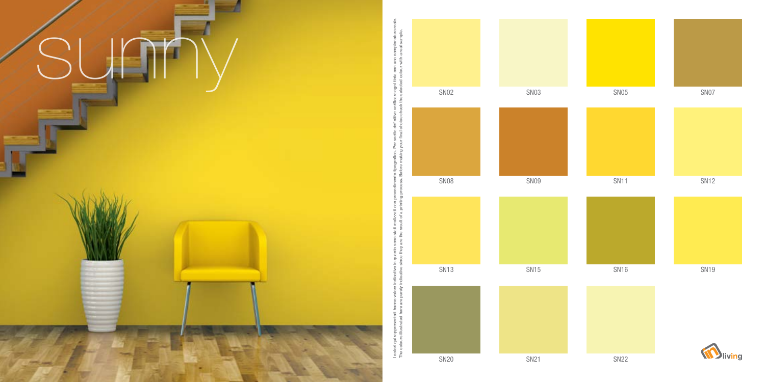# sunny

I colori qui rappresentati hanno valore indicativo in quanto sono stati realizzati con procedimento tipografico. Per scelte definitive verificare ogni tinta con una campionatura reale.
The colours illustrated here are purely indicative since they are the result of a printing process. Before making your final choice check the selected colour with a real sample.

| | | | |
|---|---|---|---|
| SN02 | SN03 | SN05 | SN07 |
| SN08 | SN09 | SN11 | SN12 |
| SN13 | SN15 | SN16 | SN19 |
| SN20 | SN21 | SN22 | |

living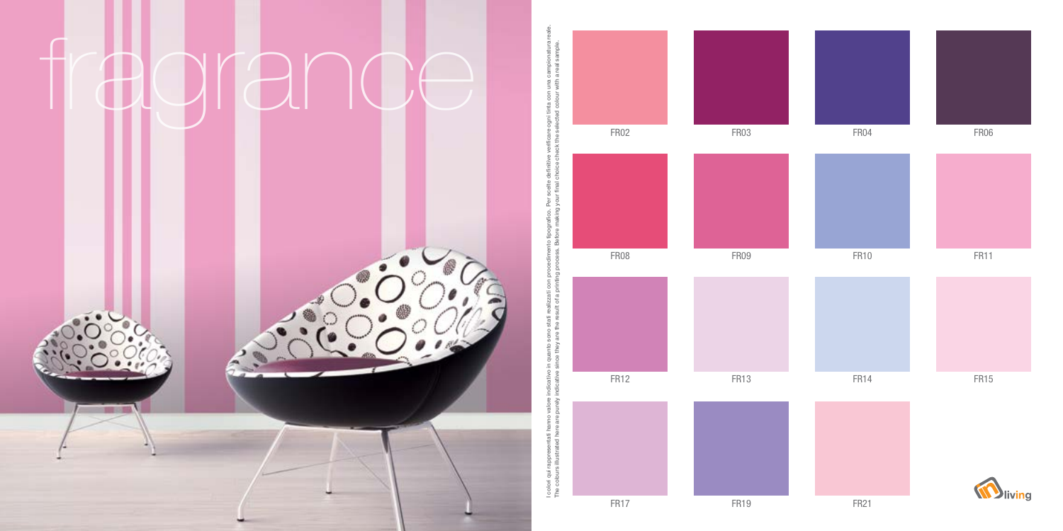# fragrance

I colori qui rappresentati hanno valore indicativo in quanto sono stati realizzati con procedimento tipografico. Per scelte definitive verificare ogni tinta con una campionatura reale.
The colours illustrated here are purely indicative since they are the result of a printing process. Before making your final choice check the selected colour with a real sample.

| | | | |
|---|---|---|---|
| FR02 | FR03 | FR04 | FR06 |
| FR08 | FR09 | FR10 | FR11 |
| FR12 | FR13 | FR14 | FR15 |
| FR17 | FR19 | FR21 | |

living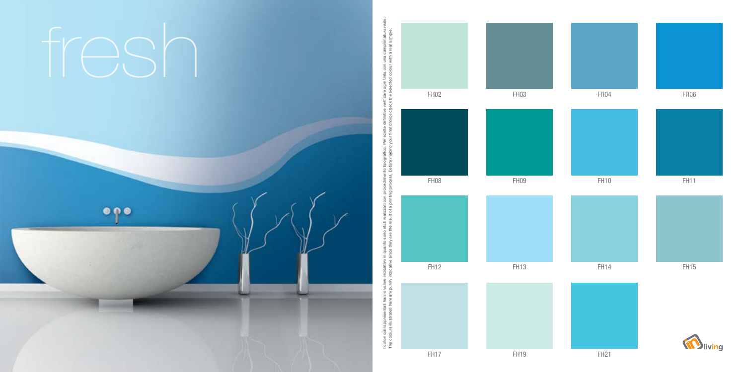# fresh

I colori qui rappresentati hanno valore indicativo in quanto sono stati realizzati con procedimento tipografico. Per scelte definitive verificare ogni tinta con una campionatura reale.
The colours illustrated here are purely indicative since they are the result of a printing process. Before making your final choice check the selected colour with a real sample.

FH02

FH03

FH04

FH06

FH08

FH09

FH10

FH11

FH12

FH13

FH14

FH15

FH17

FH19

FH21

living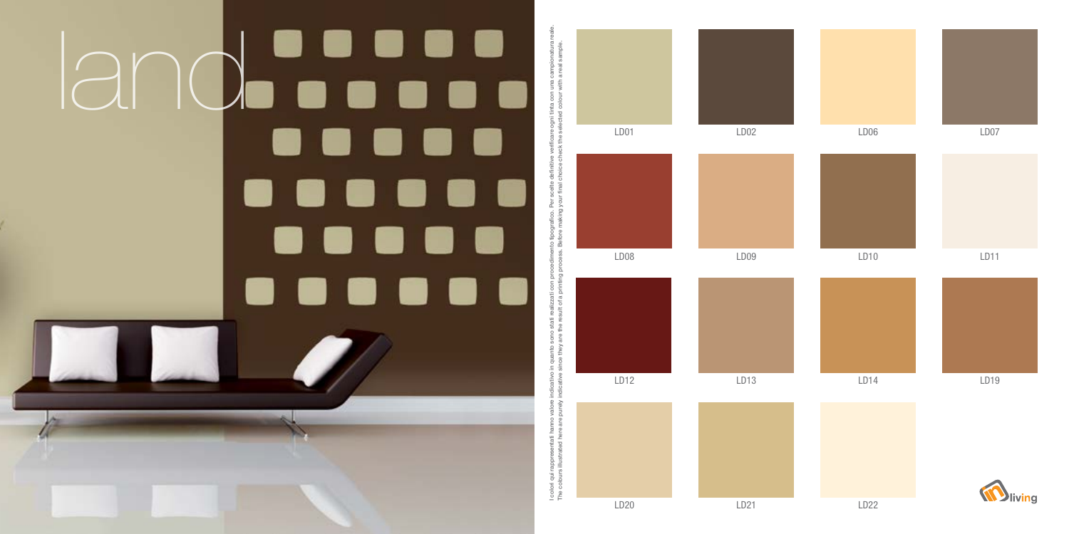# land

I colori qui rappresentati hanno valore indicativo in quanto sono stati realizzati con procedimento tipografico. Per scelte definitive verificare ogni tinta con una campionatura reale.
The colours illustrated here are purely indicative since they are the result of a printing process. Before making your final choice check the selected colour with a real sample.

LD01

LD02

LD06

LD07

LD08

LD09

LD10

LD11

LD12

LD13

LD14

LD19

LD20

LD21

LD22

living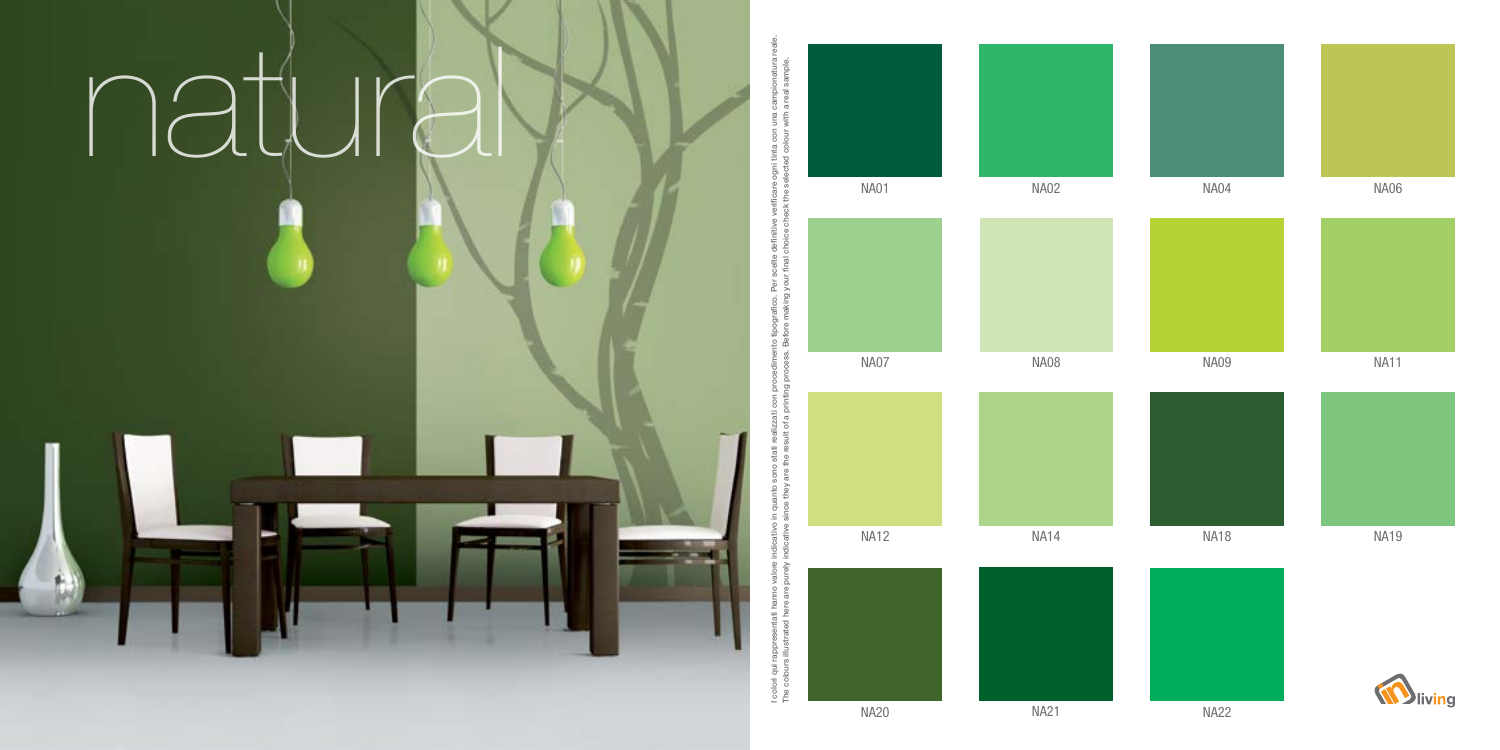# natural

I colori qui rappresentati hanno valore indicativo in quanto sono stati realizzati con procedimento tipografico. Per scelte definitive verificare ogni tinta con una campionatura reale.
The colours illustrated here are purely indicative since they are the result of a printing process. Before making your final choice check the selected colour with a real sample.

| | | | |
|---|---|---|---|
| NA01 | NA02 | NA04 | NA06 |
| NA07 | NA08 | NA09 | NA11 |
| NA12 | NA14 | NA18 | NA19 |
| NA20 | NA21 | NA22 | |

living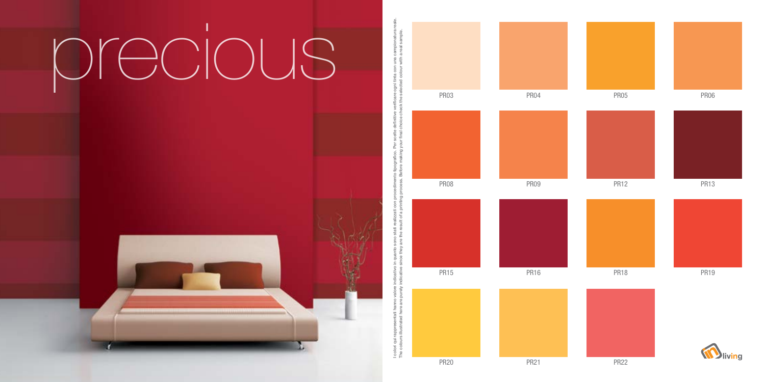# precious

I colori qui rappresentati hanno valore indicativo in quanto sono stati realizzati con procedimento tipografico. Per scelte definitive verificare ogni tinta con una campionatura reale.
The colours illustrated here are purely indicative since they are the result of a printing process. Before making your final choice check the selected colour with a real sample.

PR03

PR04

PR05

PR06

PR08

PR09

PR12

PR13

PR15

PR16

PR18

PR19

PR20

PR21

PR22

living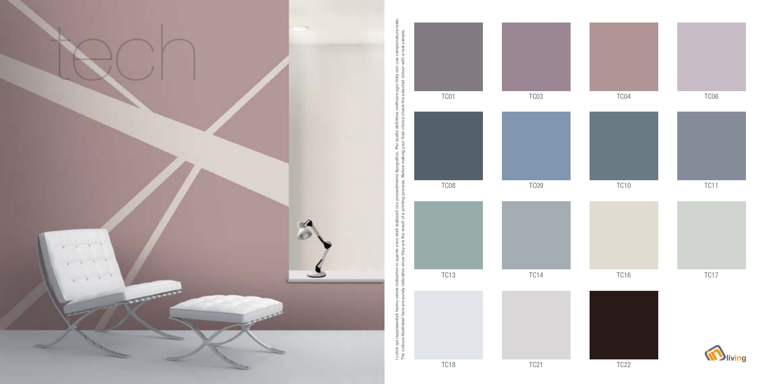# tech

I colori qui rappresentati hanno valore indicativo in quanto sono stati realizzati con procedimento tipografico. Per scelte definitive verificare ogni tinta con una campionatura reale.
The colours illustrated here are purely indicative since they are the result of a printing process. Before making your final choice check the selected colour with a real sample.

TC01 TC03 TC04 TC06

TC08 TC09 TC10 TC11

TC13 TC14 TC16 TC17

TC18 TC21 TC22

living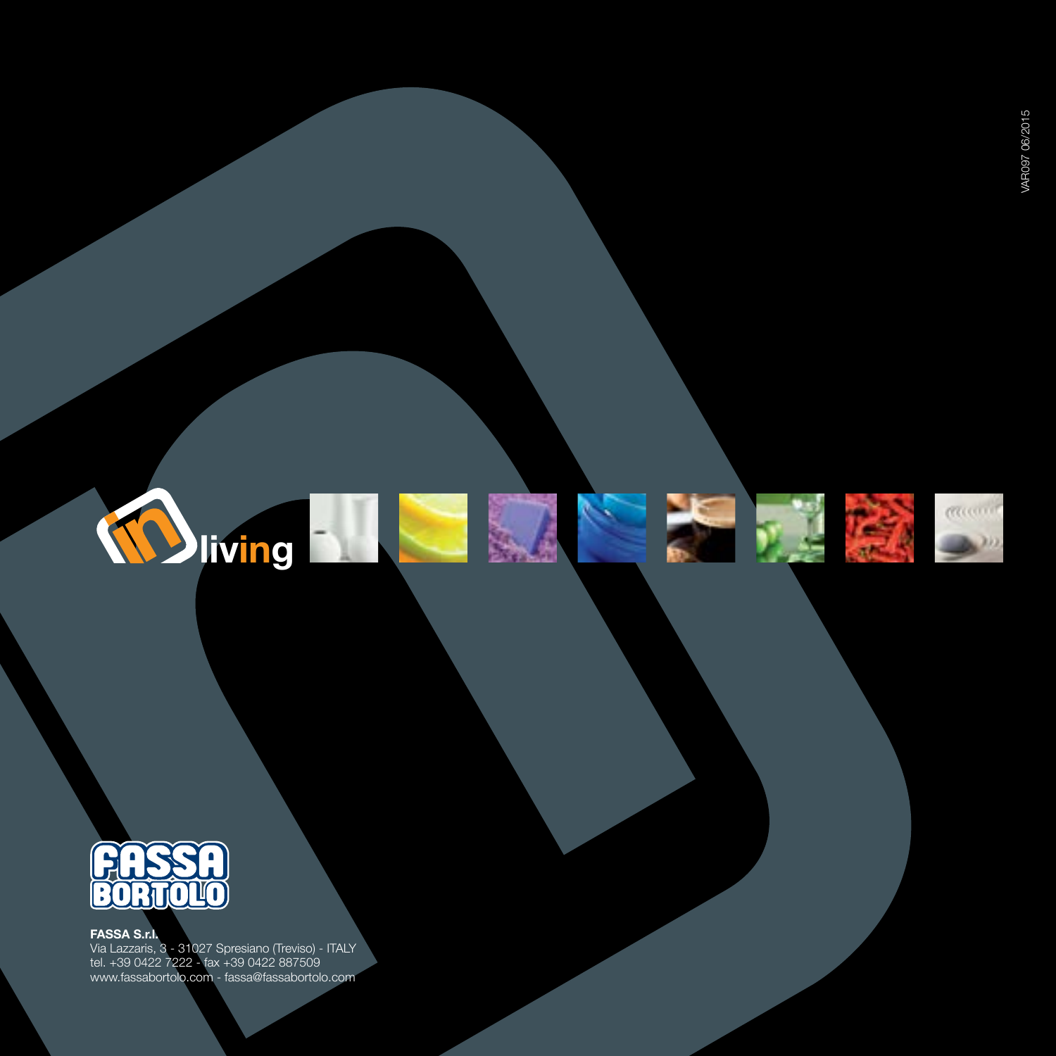in living

VAR097 06/2015

FASSA BORTOLO

**FASSA S.r.l.**
Via Lazzaris, 3 - 31027 Spresiano (Treviso) - ITALY
tel. +39 0422 7222 - fax +39 0422 887509
www.fassabortolo.com - fassa@fassabortolo.com